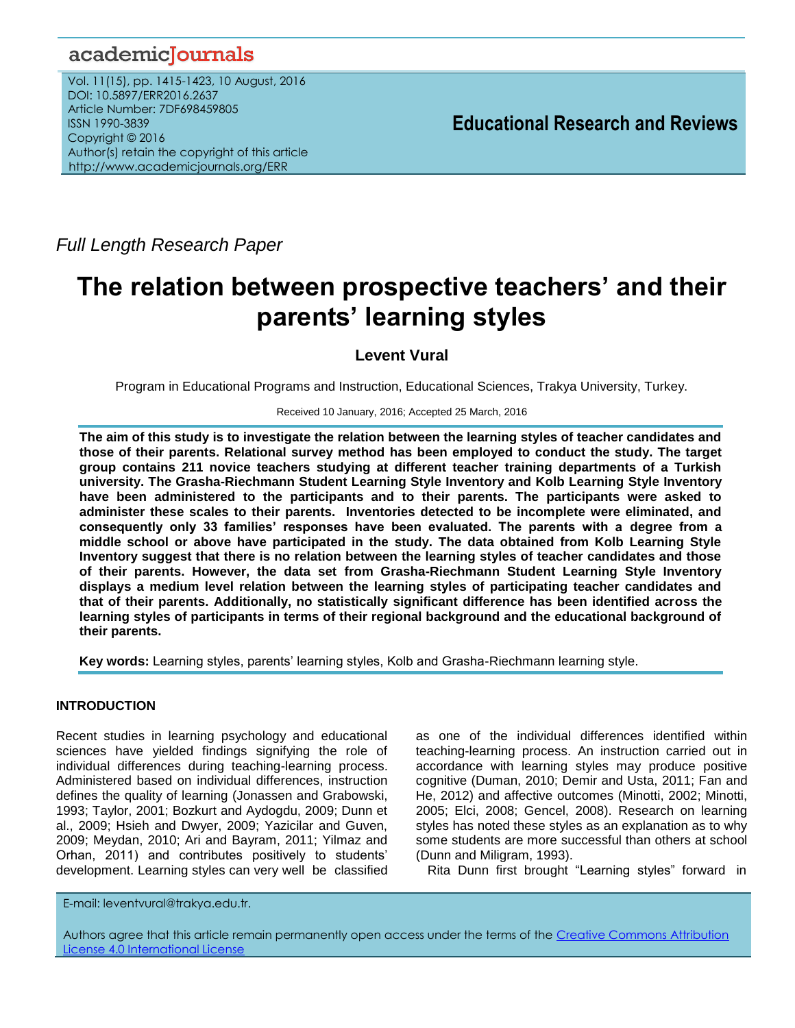*Full Length Research Paper*

# The relation between prospective teachers' and their parents' learning styles

**Levent Vural**

Program in Educational Programs and Instruction, Educational Sciences, Trakya University, Turkey.

Received 10 January, 2016; Accepted 25 March, 2016

**The aim of this study is to investigate the relation between the learning styles of teacher candidates and those of their parents. Relational survey method has been employed to conduct the study. The target group contains 211 novice teachers studying at different teacher training departments of a Turkish university. The Grasha-Riechmann Student Learning Style Inventory and Kolb Learning Style Inventory have been administered to the participants and to their parents. The participants were asked to administer these scales to their parents. Inventories detected to be incomplete were eliminated, and consequently only 33 families' responses have been evaluated. The parents with a degree from a middle school or above have participated in the study. The data obtained from Kolb Learning Style Inventory suggest that there is no relation between the learning styles of teacher candidates and those of their parents. However, the data set from Grasha-Riechmann Student Learning Style Inventory displays a medium level relation between the learning styles of participating teacher candidates and that of their parents. Additionally, no statistically significant difference has been identified across the learning styles of participants in terms of their regional background and the educational background of their parents.**

**Key words:** Learning styles, parents' learning styles, Kolb and Grasha-Riechmann learning style.

## INTRODUCTION

Recent studies in learning psychology and educational sciences have yielded findings signifying the role of individual differences during teaching-learning process. Administered based on individual differences, instruction defines the quality of learning (Jonassen and Grabowski, 1993; Taylor, 2001; Bozkurt and Aydogdu, 2009; Dunn et al., 2009; Hsieh and Dwyer, 2009; Yazicilar and Guven, 2009; Meydan, 2010; Ari and Bayram, 2011; Yilmaz and Orhan, 2011) and contributes positively to students' development. Learning styles can very well be classified as one of the individual differences identified within teaching-learning process. An instruction carried out in accordance with learning styles may produce positive cognitive (Duman, 2010; Demir and Usta, 2011; Fan and He, 2012) and affective outcomes (Minotti, 2002; Minotti, 2005; Elci, 2008; Gencel, 2008). Research on learning styles has noted these styles as an explanation as to why some students are more successful than others at school (Dunn and Miligram, 1993).

Rita Dunn first brought "Learning styles" forward in

E-mail: leventvural@trakya.edu.tr.

Authors agree that this article remain permanently open access under the terms of the Creative Commons Attribution License 4.0 International License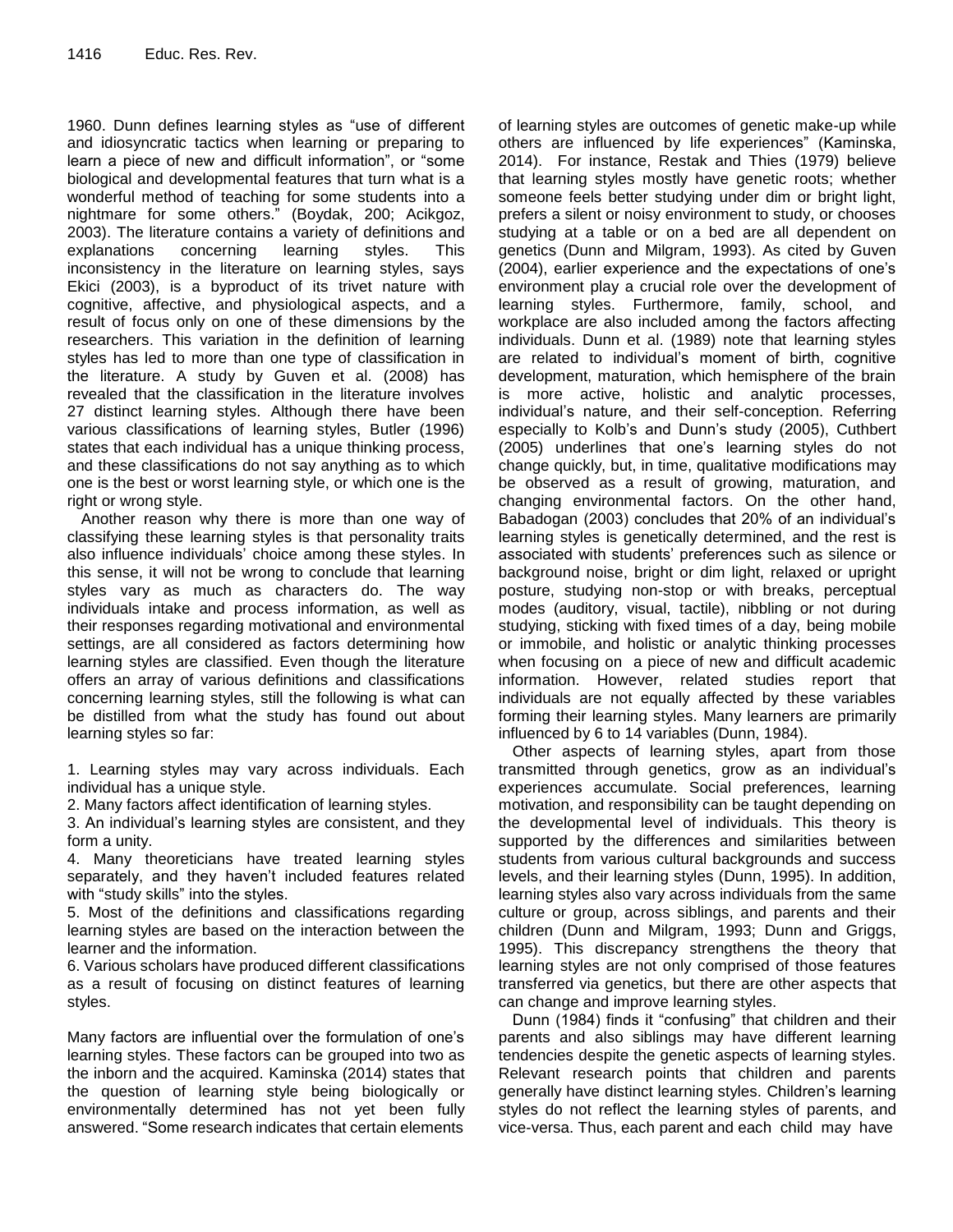1960. Dunn defines learning styles as "use of different and idiosyncratic tactics when learning or preparing to learn a piece of new and difficult information", or "some biological and developmental features that turn what is a wonderful method of teaching for some students into a nightmare for some others." (Boydak, 200; Acikgoz, 2003). The literature contains a variety of definitions and explanations concerning learning styles. This inconsistency in the literature on learning styles, says Ekici (2003), is a byproduct of its trivet nature with cognitive, affective, and physiological aspects, and a result of focus only on one of these dimensions by the researchers. This variation in the definition of learning styles has led to more than one type of classification in the literature. A study by Guven et al. (2008) has revealed that the classification in the literature involves 27 distinct learning styles. Although there have been various classifications of learning styles, Butler (1996) states that each individual has a unique thinking process, and these classifications do not say anything as to which one is the best or worst learning style, or which one is the right or wrong style.

Another reason why there is more than one way of classifying these learning styles is that personality traits also influence individuals' choice among these styles. In this sense, it will not be wrong to conclude that learning styles vary as much as characters do. The way individuals intake and process information, as well as their responses regarding motivational and environmental settings, are all considered as factors determining how learning styles are classified. Even though the literature offers an array of various definitions and classifications concerning learning styles, still the following is what can be distilled from what the study has found out about learning styles so far:

1. Learning styles may vary across individuals. Each individual has a unique style.
2. Many factors affect identification of learning styles.
3. An individual's learning styles are consistent, and they form a unity.
4. Many theoreticians have treated learning styles separately, and they haven't included features related with "study skills" into the styles.
5. Most of the definitions and classifications regarding learning styles are based on the interaction between the learner and the information.
6. Various scholars have produced different classifications as a result of focusing on distinct features of learning styles.

Many factors are influential over the formulation of one's learning styles. These factors can be grouped into two as the inborn and the acquired. Kaminska (2014) states that the question of learning style being biologically or environmentally determined has not yet been fully answered. "Some research indicates that certain elements of learning styles are outcomes of genetic make-up while others are influenced by life experiences" (Kaminska, 2014). For instance, Restak and Thies (1979) believe that learning styles mostly have genetic roots; whether someone feels better studying under dim or bright light, prefers a silent or noisy environment to study, or chooses studying at a table or on a bed are all dependent on genetics (Dunn and Milgram, 1993). As cited by Guven (2004), earlier experience and the expectations of one's environment play a crucial role over the development of learning styles. Furthermore, family, school, and workplace are also included among the factors affecting individuals. Dunn et al. (1989) note that learning styles are related to individual's moment of birth, cognitive development, maturation, which hemisphere of the brain is more active, holistic and analytic processes, individual's nature, and their self-conception. Referring especially to Kolb's and Dunn's study (2005), Cuthbert (2005) underlines that one's learning styles do not change quickly, but, in time, qualitative modifications may be observed as a result of growing, maturation, and changing environmental factors. On the other hand, Babadogan (2003) concludes that 20% of an individual's learning styles is genetically determined, and the rest is associated with students' preferences such as silence or background noise, bright or dim light, relaxed or upright posture, studying non-stop or with breaks, perceptual modes (auditory, visual, tactile), nibbling or not during studying, sticking with fixed times of a day, being mobile or immobile, and holistic or analytic thinking processes when focusing on a piece of new and difficult academic information. However, related studies report that individuals are not equally affected by these variables forming their learning styles. Many learners are primarily influenced by 6 to 14 variables (Dunn, 1984).

Other aspects of learning styles, apart from those transmitted through genetics, grow as an individual's experiences accumulate. Social preferences, learning motivation, and responsibility can be taught depending on the developmental level of individuals. This theory is supported by the differences and similarities between students from various cultural backgrounds and success levels, and their learning styles (Dunn, 1995). In addition, learning styles also vary across individuals from the same culture or group, across siblings, and parents and their children (Dunn and Milgram, 1993; Dunn and Griggs, 1995). This discrepancy strengthens the theory that learning styles are not only comprised of those features transferred via genetics, but there are other aspects that can change and improve learning styles.

Dunn (1984) finds it "confusing" that children and their parents and also siblings may have different learning tendencies despite the genetic aspects of learning styles. Relevant research points that children and parents generally have distinct learning styles. Children's learning styles do not reflect the learning styles of parents, and vice-versa. Thus, each parent and each child may have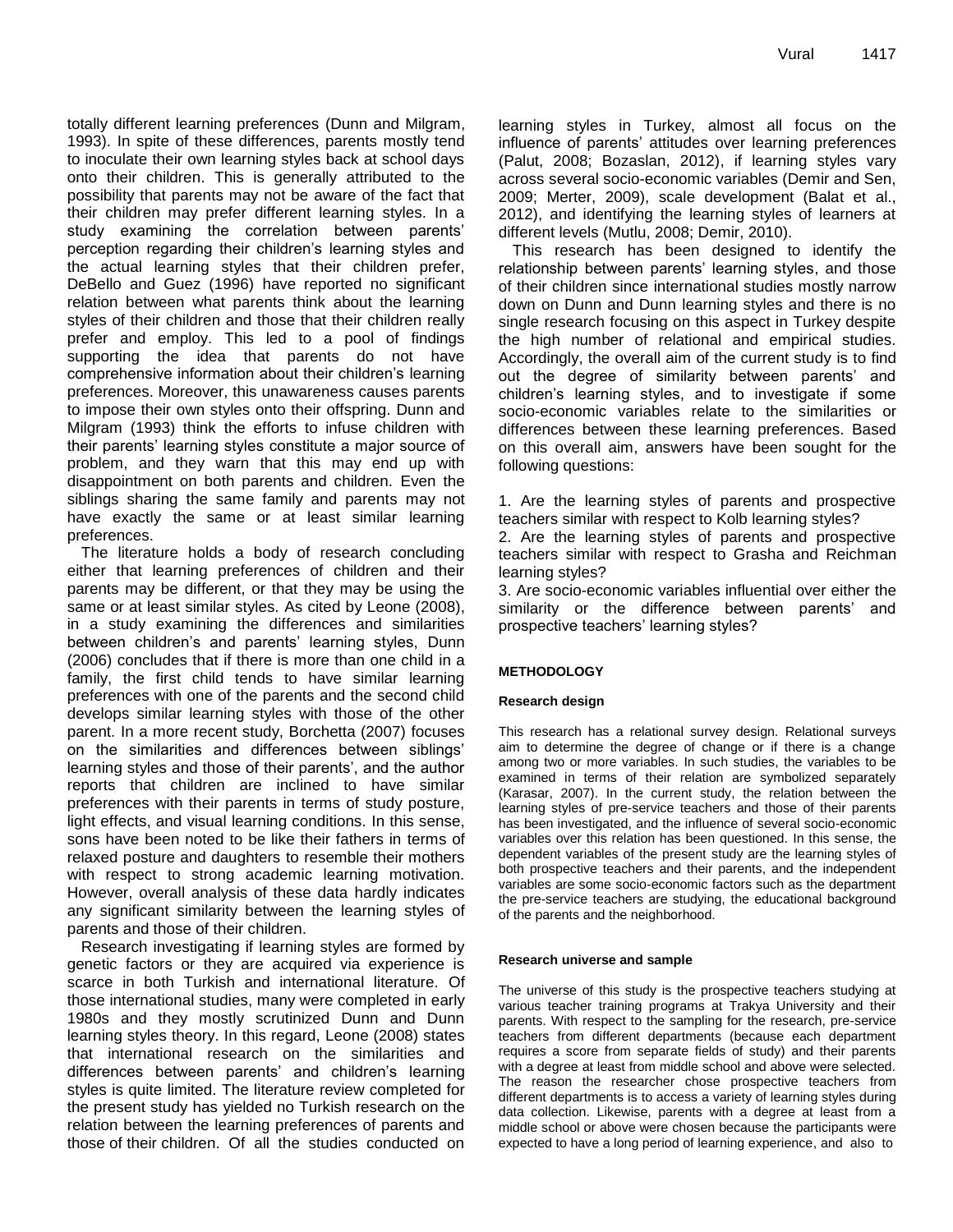totally different learning preferences (Dunn and Milgram, 1993). In spite of these differences, parents mostly tend to inoculate their own learning styles back at school days onto their children. This is generally attributed to the possibility that parents may not be aware of the fact that their children may prefer different learning styles. In a study examining the correlation between parents' perception regarding their children's learning styles and the actual learning styles that their children prefer, DeBello and Guez (1996) have reported no significant relation between what parents think about the learning styles of their children and those that their children really prefer and employ. This led to a pool of findings supporting the idea that parents do not have comprehensive information about their children's learning preferences. Moreover, this unawareness causes parents to impose their own styles onto their offspring. Dunn and Milgram (1993) think the efforts to infuse children with their parents' learning styles constitute a major source of problem, and they warn that this may end up with disappointment on both parents and children. Even the siblings sharing the same family and parents may not have exactly the same or at least similar learning preferences.

The literature holds a body of research concluding either that learning preferences of children and their parents may be different, or that they may be using the same or at least similar styles. As cited by Leone (2008), in a study examining the differences and similarities between children's and parents' learning styles, Dunn (2006) concludes that if there is more than one child in a family, the first child tends to have similar learning preferences with one of the parents and the second child develops similar learning styles with those of the other parent. In a more recent study, Borchetta (2007) focuses on the similarities and differences between siblings' learning styles and those of their parents', and the author reports that children are inclined to have similar preferences with their parents in terms of study posture, light effects, and visual learning conditions. In this sense, sons have been noted to be like their fathers in terms of relaxed posture and daughters to resemble their mothers with respect to strong academic learning motivation. However, overall analysis of these data hardly indicates any significant similarity between the learning styles of parents and those of their children.

Research investigating if learning styles are formed by genetic factors or they are acquired via experience is scarce in both Turkish and international literature. Of those international studies, many were completed in early 1980s and they mostly scrutinized Dunn and Dunn learning styles theory. In this regard, Leone (2008) states that international research on the similarities and differences between parents' and children's learning styles is quite limited. The literature review completed for the present study has yielded no Turkish research on the relation between the learning preferences of parents and those of their children. Of all the studies conducted on learning styles in Turkey, almost all focus on the influence of parents' attitudes over learning preferences (Palut, 2008; Bozaslan, 2012), if learning styles vary across several socio-economic variables (Demir and Sen, 2009; Merter, 2009), scale development (Balat et al., 2012), and identifying the learning styles of learners at different levels (Mutlu, 2008; Demir, 2010).

This research has been designed to identify the relationship between parents' learning styles, and those of their children since international studies mostly narrow down on Dunn and Dunn learning styles and there is no single research focusing on this aspect in Turkey despite the high number of relational and empirical studies. Accordingly, the overall aim of the current study is to find out the degree of similarity between parents' and children's learning styles, and to investigate if some socio-economic variables relate to the similarities or differences between these learning preferences. Based on this overall aim, answers have been sought for the following questions:

1. Are the learning styles of parents and prospective teachers similar with respect to Kolb learning styles?
2. Are the learning styles of parents and prospective teachers similar with respect to Grasha and Reichman learning styles?
3. Are socio-economic variables influential over either the similarity or the difference between parents' and prospective teachers' learning styles?

## METHODOLOGY

### Research design

This research has a relational survey design. Relational surveys aim to determine the degree of change or if there is a change among two or more variables. In such studies, the variables to be examined in terms of their relation are symbolized separately (Karasar, 2007). In the current study, the relation between the learning styles of pre-service teachers and those of their parents has been investigated, and the influence of several socio-economic variables over this relation has been questioned. In this sense, the dependent variables of the present study are the learning styles of both prospective teachers and their parents, and the independent variables are some socio-economic factors such as the department the pre-service teachers are studying, the educational background of the parents and the neighborhood.

### Research universe and sample

The universe of this study is the prospective teachers studying at various teacher training programs at Trakya University and their parents. With respect to the sampling for the research, pre-service teachers from different departments (because each department requires a score from separate fields of study) and their parents with a degree at least from middle school and above were selected. The reason the researcher chose prospective teachers from different departments is to access a variety of learning styles during data collection. Likewise, parents with a degree at least from a middle school or above were chosen because the participants were expected to have a long period of learning experience, and also to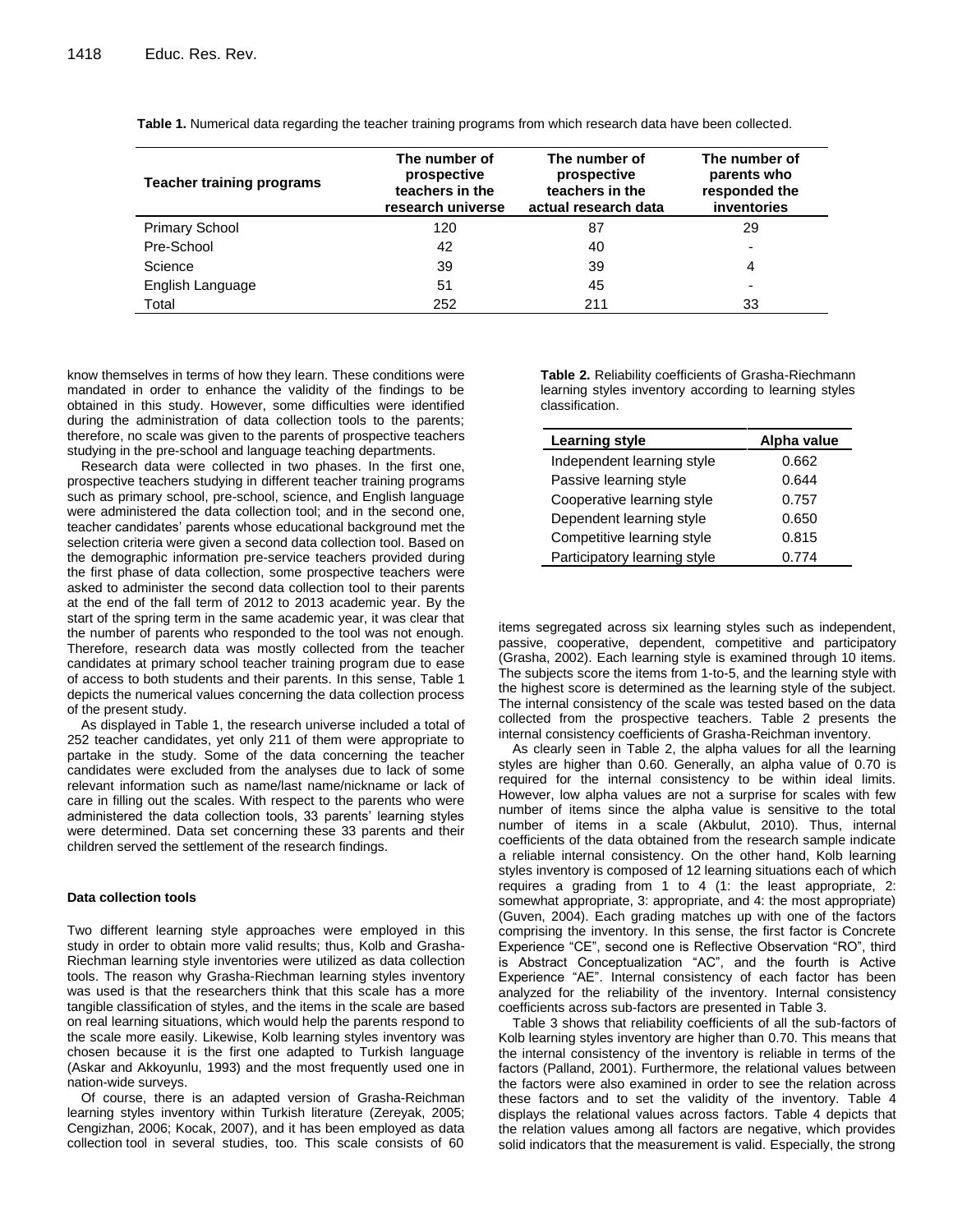**Table 1.** Numerical data regarding the teacher training programs from which research data have been collected.

| Teacher training programs | The number of prospective teachers in the research universe | The number of prospective teachers in the actual research data | The number of parents who responded the inventories |
|---|---|---|---|
| Primary School | 120 | 87 | 29 |
| Pre-School | 42 | 40 | - |
| Science | 39 | 39 | 4 |
| English Language | 51 | 45 | - |
| Total | 252 | 211 | 33 |

know themselves in terms of how they learn. These conditions were mandated in order to enhance the validity of the findings to be obtained in this study. However, some difficulties were identified during the administration of data collection tools to the parents; therefore, no scale was given to the parents of prospective teachers studying in the pre-school and language teaching departments.

Research data were collected in two phases. In the first one, prospective teachers studying in different teacher training programs such as primary school, pre-school, science, and English language were administered the data collection tool; and in the second one, teacher candidates' parents whose educational background met the selection criteria were given a second data collection tool. Based on the demographic information pre-service teachers provided during the first phase of data collection, some prospective teachers were asked to administer the second data collection tool to their parents at the end of the fall term of 2012 to 2013 academic year. By the start of the spring term in the same academic year, it was clear that the number of parents who responded to the tool was not enough. Therefore, research data was mostly collected from the teacher candidates at primary school teacher training program due to ease of access to both students and their parents. In this sense, Table 1 depicts the numerical values concerning the data collection process of the present study.

As displayed in Table 1, the research universe included a total of 252 teacher candidates, yet only 211 of them were appropriate to partake in the study. Some of the data concerning the teacher candidates were excluded from the analyses due to lack of some relevant information such as name/last name/nickname or lack of care in filling out the scales. With respect to the parents who were administered the data collection tools, 33 parents' learning styles were determined. Data set concerning these 33 parents and their children served the settlement of the research findings.

#### Data collection tools

Two different learning style approaches were employed in this study in order to obtain more valid results; thus, Kolb and Grasha-Riechman learning style inventories were utilized as data collection tools. The reason why Grasha-Riechman learning styles inventory was used is that the researchers think that this scale has a more tangible classification of styles, and the items in the scale are based on real learning situations, which would help the parents respond to the scale more easily. Likewise, Kolb learning styles inventory was chosen because it is the first one adapted to Turkish language (Askar and Akkoyunlu, 1993) and the most frequently used one in nation-wide surveys.

Of course, there is an adapted version of Grasha-Reichman learning styles inventory within Turkish literature (Zereyak, 2005; Cengizhan, 2006; Kocak, 2007), and it has been employed as data collection tool in several studies, too. This scale consists of 60 items segregated across six learning styles such as independent, passive, cooperative, dependent, competitive and participatory (Grasha, 2002). Each learning style is examined through 10 items. The subjects score the items from 1-to-5, and the learning style with the highest score is determined as the learning style of the subject. The internal consistency of the scale was tested based on the data collected from the prospective teachers. Table 2 presents the internal consistency coefficients of Grasha-Reichman inventory.

**Table 2.** Reliability coefficients of Grasha-Riechmann learning styles inventory according to learning styles classification.

| Learning style | Alpha value |
|---|---|
| Independent learning style | 0.662 |
| Passive learning style | 0.644 |
| Cooperative learning style | 0.757 |
| Dependent learning style | 0.650 |
| Competitive learning style | 0.815 |
| Participatory learning style | 0.774 |

As clearly seen in Table 2, the alpha values for all the learning styles are higher than 0.60. Generally, an alpha value of 0.70 is required for the internal consistency to be within ideal limits. However, low alpha values are not a surprise for scales with few number of items since the alpha value is sensitive to the total number of items in a scale (Akbulut, 2010). Thus, internal coefficients of the data obtained from the research sample indicate a reliable internal consistency. On the other hand, Kolb learning styles inventory is composed of 12 learning situations each of which requires a grading from 1 to 4 (1: the least appropriate, 2: somewhat appropriate, 3: appropriate, and 4: the most appropriate) (Guven, 2004). Each grading matches up with one of the factors comprising the inventory. In this sense, the first factor is Concrete Experience "CE", second one is Reflective Observation "RO", third is Abstract Conceptualization "AC", and the fourth is Active Experience "AE". Internal consistency of each factor has been analyzed for the reliability of the inventory. Internal consistency coefficients across sub-factors are presented in Table 3.

Table 3 shows that reliability coefficients of all the sub-factors of Kolb learning styles inventory are higher than 0.70. This means that the internal consistency of the inventory is reliable in terms of the factors (Palland, 2001). Furthermore, the relational values between the factors were also examined in order to see the relation across these factors and to set the validity of the inventory. Table 4 displays the relational values across factors. Table 4 depicts that the relation values among all factors are negative, which provides solid indicators that the measurement is valid. Especially, the strong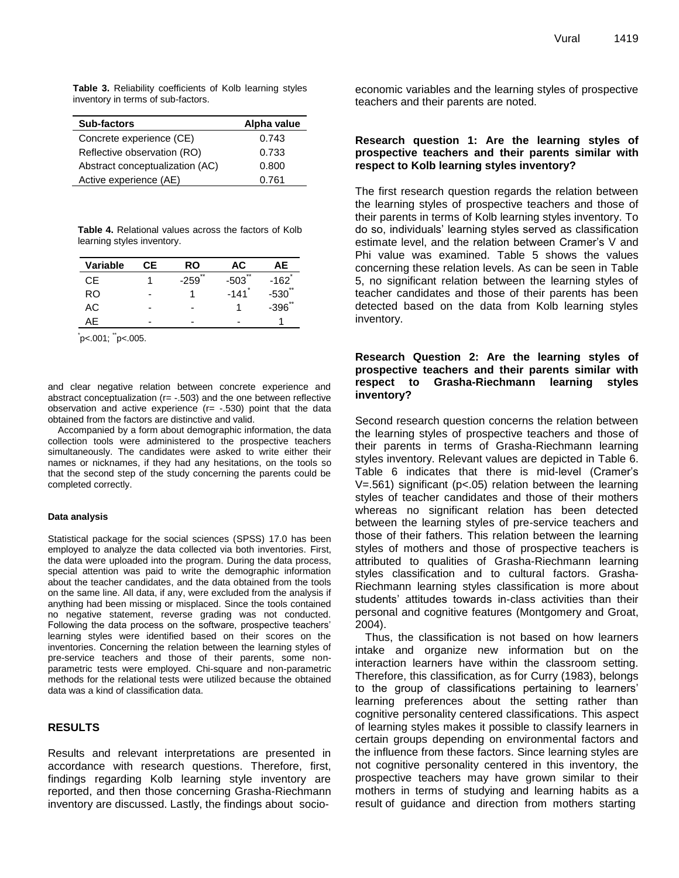**Table 3.** Reliability coefficients of Kolb learning styles inventory in terms of sub-factors.

| Sub-factors | Alpha value |
|---|---|
| Concrete experience (CE) | 0.743 |
| Reflective observation (RO) | 0.733 |
| Abstract conceptualization (AC) | 0.800 |
| Active experience (AE) | 0.761 |

**Table 4.** Relational values across the factors of Kolb learning styles inventory.

| Variable | CE | RO | AC | AE |
|---|---|---|---|---|
| CE | 1 | -259** | -503** | -162* |
| RO | - | 1 | -141* | -530** |
| AC | - | - | 1 | -396** |
| AE | - | - | - | 1 |

*p<.001; **p<.005.

and clear negative relation between concrete experience and abstract conceptualization (r= -.503) and the one between reflective observation and active experience (r= -.530) point that the data obtained from the factors are distinctive and valid.

Accompanied by a form about demographic information, the data collection tools were administered to the prospective teachers simultaneously. The candidates were asked to write either their names or nicknames, if they had any hesitations, on the tools so that the second step of the study concerning the parents could be completed correctly.

#### Data analysis

Statistical package for the social sciences (SPSS) 17.0 has been employed to analyze the data collected via both inventories. First, the data were uploaded into the program. During the data process, special attention was paid to write the demographic information about the teacher candidates, and the data obtained from the tools on the same line. All data, if any, were excluded from the analysis if anything had been missing or misplaced. Since the tools contained no negative statement, reverse grading was not conducted. Following the data process on the software, prospective teachers' learning styles were identified based on their scores on the inventories. Concerning the relation between the learning styles of pre-service teachers and those of their parents, some non-parametric tests were employed. Chi-square and non-parametric methods for the relational tests were utilized because the obtained data was a kind of classification data.

## RESULTS

Results and relevant interpretations are presented in accordance with research questions. Therefore, first, findings regarding Kolb learning style inventory are reported, and then those concerning Grasha-Riechmann inventory are discussed. Lastly, the findings about socio-economic variables and the learning styles of prospective teachers and their parents are noted.

### Research question 1: Are the learning styles of prospective teachers and their parents similar with respect to Kolb learning styles inventory?

The first research question regards the relation between the learning styles of prospective teachers and those of their parents in terms of Kolb learning styles inventory. To do so, individuals' learning styles served as classification estimate level, and the relation between Cramer's V and Phi value was examined. Table 5 shows the values concerning these relation levels. As can be seen in Table 5, no significant relation between the learning styles of teacher candidates and those of their parents has been detected based on the data from Kolb learning styles inventory.

### Research Question 2: Are the learning styles of prospective teachers and their parents similar with respect to Grasha-Riechmann learning styles inventory?

Second research question concerns the relation between the learning styles of prospective teachers and those of their parents in terms of Grasha-Riechmann learning styles inventory. Relevant values are depicted in Table 6. Table 6 indicates that there is mid-level (Cramer's V=.561) significant (p<.05) relation between the learning styles of teacher candidates and those of their mothers whereas no significant relation has been detected between the learning styles of pre-service teachers and those of their fathers. This relation between the learning styles of mothers and those of prospective teachers is attributed to qualities of Grasha-Riechmann learning styles classification and to cultural factors. Grasha-Riechmann learning styles classification is more about students' attitudes towards in-class activities than their personal and cognitive features (Montgomery and Groat, 2004).

Thus, the classification is not based on how learners intake and organize new information but on the interaction learners have within the classroom setting. Therefore, this classification, as for Curry (1983), belongs to the group of classifications pertaining to learners' learning preferences about the setting rather than cognitive personality centered classifications. This aspect of learning styles makes it possible to classify learners in certain groups depending on environmental factors and the influence from these factors. Since learning styles are not cognitive personality centered in this inventory, the prospective teachers may have grown similar to their mothers in terms of studying and learning habits as a result of guidance and direction from mothers starting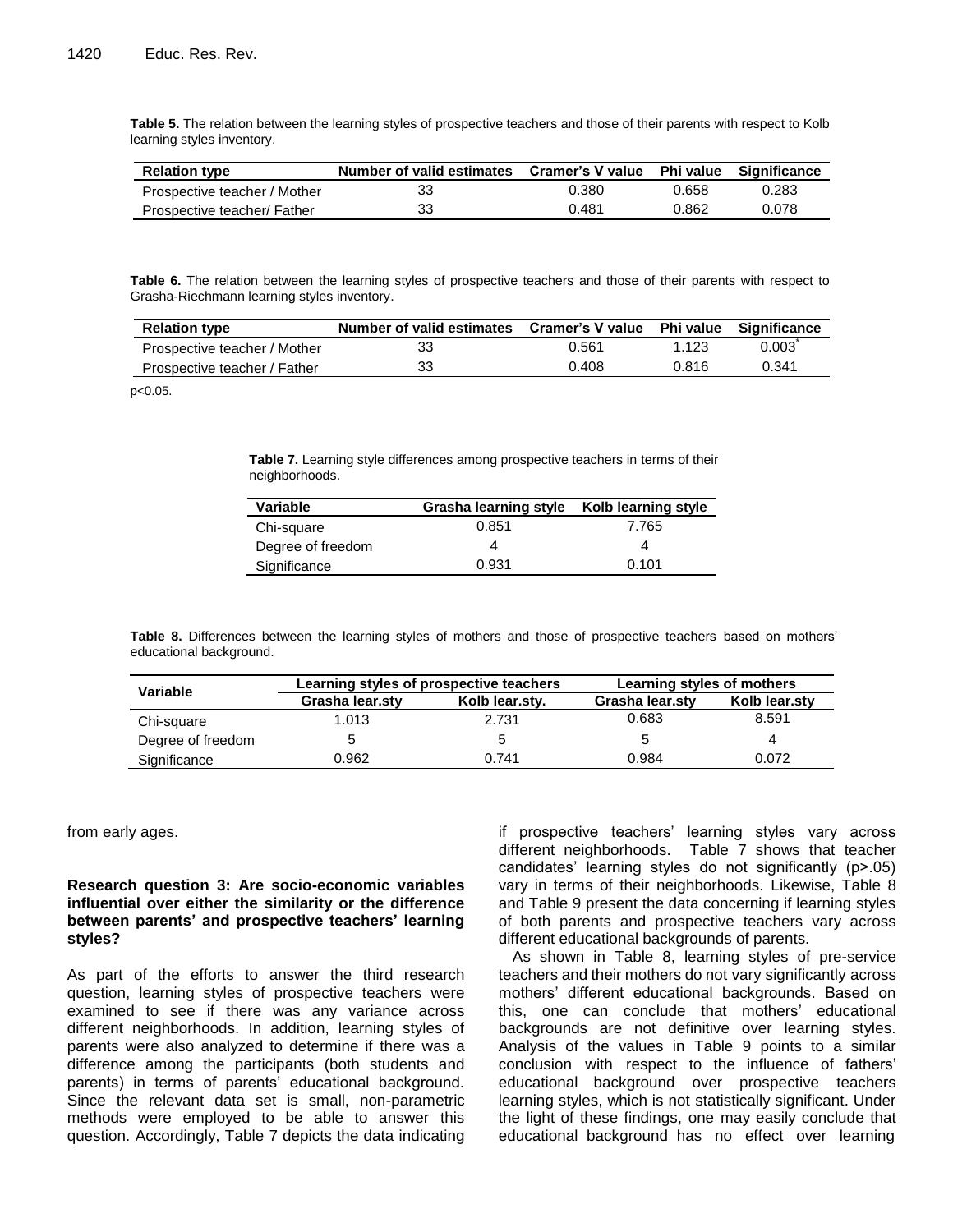**Table 5.** The relation between the learning styles of prospective teachers and those of their parents with respect to Kolb learning styles inventory.

| Relation type | Number of valid estimates | Cramer's V value | Phi value | Significance |
|---|---|---|---|---|
| Prospective teacher / Mother | 33 | 0.380 | 0.658 | 0.283 |
| Prospective teacher/ Father | 33 | 0.481 | 0.862 | 0.078 |

**Table 6.** The relation between the learning styles of prospective teachers and those of their parents with respect to Grasha-Riechmann learning styles inventory.

| Relation type | Number of valid estimates | Cramer's V value | Phi value | Significance |
|---|---|---|---|---|
| Prospective teacher / Mother | 33 | 0.561 | 1.123 | 0.003* |
| Prospective teacher / Father | 33 | 0.408 | 0.816 | 0.341 |

$p<0.05$.

**Table 7.** Learning style differences among prospective teachers in terms of their neighborhoods.

| Variable | Grasha learning style | Kolb learning style |
|---|---|---|
| Chi-square | 0.851 | 7.765 |
| Degree of freedom | 4 | 4 |
| Significance | 0.931 | 0.101 |

**Table 8.** Differences between the learning styles of mothers and those of prospective teachers based on mothers' educational background.

| Variable | Learning styles of prospective teachers | | Learning styles of mothers | |
|---|---|---|---|---|
| | Grasha lear.sty | Kolb lear.sty. | Grasha lear.sty | Kolb lear.sty |
| Chi-square | 1.013 | 2.731 | 0.683 | 8.591 |
| Degree of freedom | 5 | 5 | 5 | 4 |
| Significance | 0.962 | 0.741 | 0.984 | 0.072 |

from early ages.

**Research question 3: Are socio-economic variables influential over either the similarity or the difference between parents' and prospective teachers' learning styles?**

As part of the efforts to answer the third research question, learning styles of prospective teachers were examined to see if there was any variance across different neighborhoods. In addition, learning styles of parents were also analyzed to determine if there was a difference among the participants (both students and parents) in terms of parents' educational background. Since the relevant data set is small, non-parametric methods were employed to be able to answer this question. Accordingly, Table 7 depicts the data indicating if prospective teachers' learning styles vary across different neighborhoods. Table 7 shows that teacher candidates' learning styles do not significantly ($p>.05$) vary in terms of their neighborhoods. Likewise, Table 8 and Table 9 present the data concerning if learning styles of both parents and prospective teachers vary across different educational backgrounds of parents.

As shown in Table 8, learning styles of pre-service teachers and their mothers do not vary significantly across mothers' different educational backgrounds. Based on this, one can conclude that mothers' educational backgrounds are not definitive over learning styles. Analysis of the values in Table 9 points to a similar conclusion with respect to the influence of fathers' educational background over prospective teachers learning styles, which is not statistically significant. Under the light of these findings, one may easily conclude that educational background has no effect over learning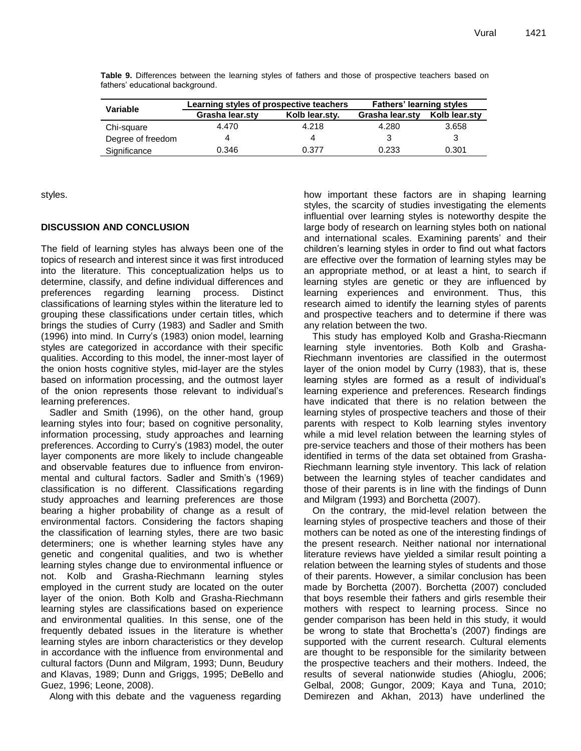**Table 9.** Differences between the learning styles of fathers and those of prospective teachers based on fathers' educational background.

| Variable | Learning styles of prospective teachers | | Fathers' learning styles | |
|---|---|---|---|---|
| | Grasha lear.sty | Kolb lear.sty. | Grasha lear.sty | Kolb lear.sty |
| Chi-square | 4.470 | 4.218 | 4.280 | 3.658 |
| Degree of freedom | 4 | 4 | 3 | 3 |
| Significance | 0.346 | 0.377 | 0.233 | 0.301 |

styles.

## DISCUSSION AND CONCLUSION

The field of learning styles has always been one of the topics of research and interest since it was first introduced into the literature. This conceptualization helps us to determine, classify, and define individual differences and preferences regarding learning process. Distinct classifications of learning styles within the literature led to grouping these classifications under certain titles, which brings the studies of Curry (1983) and Sadler and Smith (1996) into mind. In Curry's (1983) onion model, learning styles are categorized in accordance with their specific qualities. According to this model, the inner-most layer of the onion hosts cognitive styles, mid-layer are the styles based on information processing, and the outmost layer of the onion represents those relevant to individual's learning preferences.

Sadler and Smith (1996), on the other hand, group learning styles into four; based on cognitive personality, information processing, study approaches and learning preferences. According to Curry's (1983) model, the outer layer components are more likely to include changeable and observable features due to influence from environmental and cultural factors. Sadler and Smith's (1969) classification is no different. Classifications regarding study approaches and learning preferences are those bearing a higher probability of change as a result of environmental factors. Considering the factors shaping the classification of learning styles, there are two basic determiners; one is whether learning styles have any genetic and congenital qualities, and two is whether learning styles change due to environmental influence or not. Kolb and Grasha-Riechmann learning styles employed in the current study are located on the outer layer of the onion. Both Kolb and Grasha-Riechmann learning styles are classifications based on experience and environmental qualities. In this sense, one of the frequently debated issues in the literature is whether learning styles are inborn characteristics or they develop in accordance with the influence from environmental and cultural factors (Dunn and Milgram, 1993; Dunn, Beudury and Klavas, 1989; Dunn and Griggs, 1995; DeBello and Guez, 1996; Leone, 2008).

Along with this debate and the vagueness regarding how important these factors are in shaping learning styles, the scarcity of studies investigating the elements influential over learning styles is noteworthy despite the large body of research on learning styles both on national and international scales. Examining parents' and their children's learning styles in order to find out what factors are effective over the formation of learning styles may be an appropriate method, or at least a hint, to search if learning styles are genetic or they are influenced by learning experiences and environment. Thus, this research aimed to identify the learning styles of parents and prospective teachers and to determine if there was any relation between the two.

This study has employed Kolb and Grasha-Riecmann learning style inventories. Both Kolb and Grasha-Riechmann inventories are classified in the outermost layer of the onion model by Curry (1983), that is, these learning styles are formed as a result of individual's learning experience and preferences. Research findings have indicated that there is no relation between the learning styles of prospective teachers and those of their parents with respect to Kolb learning styles inventory while a mid level relation between the learning styles of pre-service teachers and those of their mothers has been identified in terms of the data set obtained from Grasha-Riechmann learning style inventory. This lack of relation between the learning styles of teacher candidates and those of their parents is in line with the findings of Dunn and Milgram (1993) and Borchetta (2007).

On the contrary, the mid-level relation between the learning styles of prospective teachers and those of their mothers can be noted as one of the interesting findings of the present research. Neither national nor international literature reviews have yielded a similar result pointing a relation between the learning styles of students and those of their parents. However, a similar conclusion has been made by Borchetta (2007). Borchetta (2007) concluded that boys resemble their fathers and girls resemble their mothers with respect to learning process. Since no gender comparison has been held in this study, it would be wrong to state that Brochetta's (2007) findings are supported with the current research. Cultural elements are thought to be responsible for the similarity between the prospective teachers and their mothers. Indeed, the results of several nationwide studies (Ahioglu, 2006; Gelbal, 2008; Gungor, 2009; Kaya and Tuna, 2010; Demirezen and Akhan, 2013) have underlined the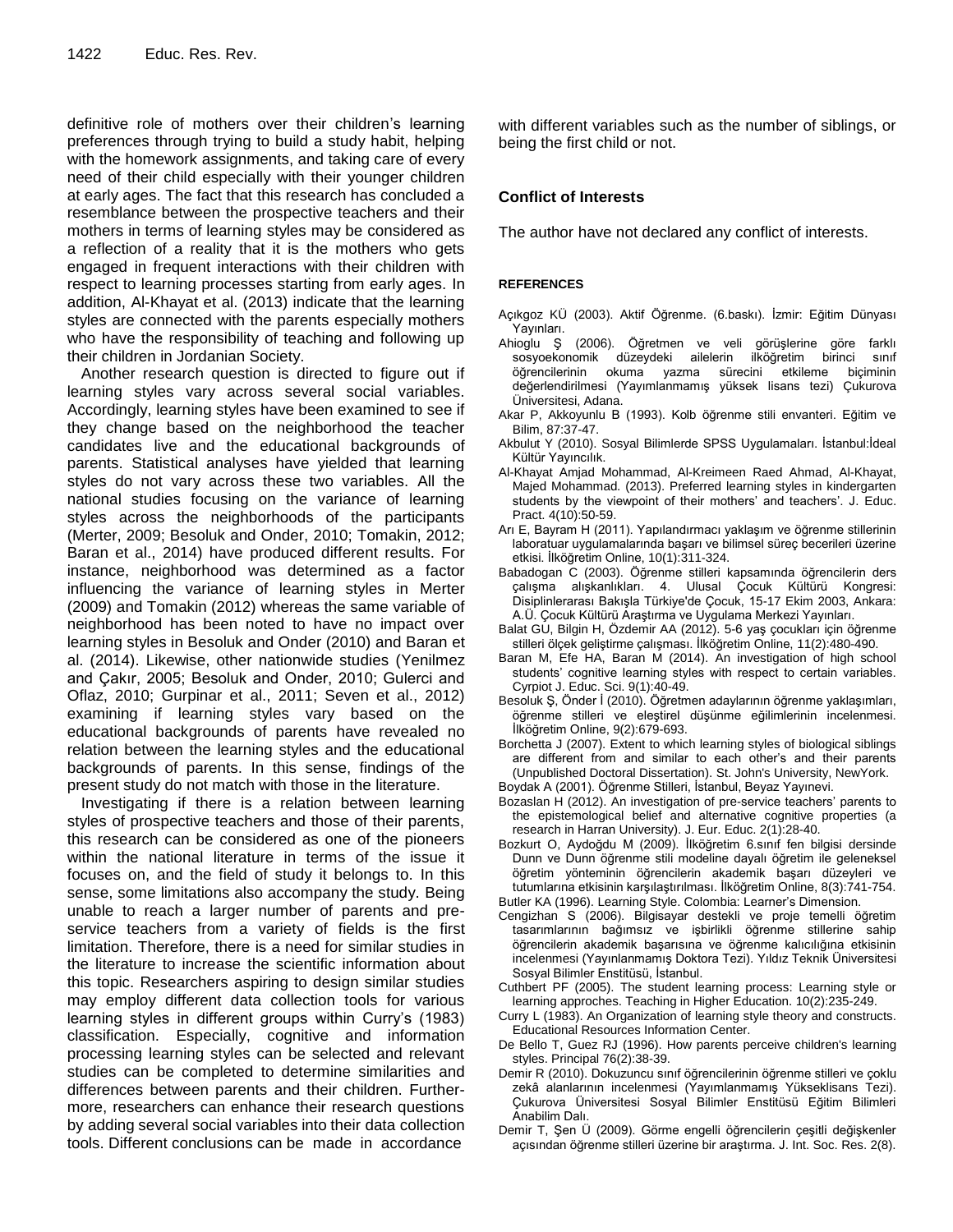definitive role of mothers over their children's learning preferences through trying to build a study habit, helping with the homework assignments, and taking care of every need of their child especially with their younger children at early ages. The fact that this research has concluded a resemblance between the prospective teachers and their mothers in terms of learning styles may be considered as a reflection of a reality that it is the mothers who gets engaged in frequent interactions with their children with respect to learning processes starting from early ages. In addition, Al-Khayat et al. (2013) indicate that the learning styles are connected with the parents especially mothers who have the responsibility of teaching and following up their children in Jordanian Society.

Another research question is directed to figure out if learning styles vary across several social variables. Accordingly, learning styles have been examined to see if they change based on the neighborhood the teacher candidates live and the educational backgrounds of parents. Statistical analyses have yielded that learning styles do not vary across these two variables. All the national studies focusing on the variance of learning styles across the neighborhoods of the participants (Merter, 2009; Besoluk and Onder, 2010; Tomakin, 2012; Baran et al., 2014) have produced different results. For instance, neighborhood was determined as a factor influencing the variance of learning styles in Merter (2009) and Tomakin (2012) whereas the same variable of neighborhood has been noted to have no impact over learning styles in Besoluk and Onder (2010) and Baran et al. (2014). Likewise, other nationwide studies (Yenilmez and Çakır, 2005; Besoluk and Onder, 2010; Gulerci and Oflaz, 2010; Gurpinar et al., 2011; Seven et al., 2012) examining if learning styles vary based on the educational backgrounds of parents have revealed no relation between the learning styles and the educational backgrounds of parents. In this sense, findings of the present study do not match with those in the literature.

Investigating if there is a relation between learning styles of prospective teachers and those of their parents, this research can be considered as one of the pioneers within the national literature in terms of the issue it focuses on, and the field of study it belongs to. In this sense, some limitations also accompany the study. Being unable to reach a larger number of parents and pre-service teachers from a variety of fields is the first limitation. Therefore, there is a need for similar studies in the literature to increase the scientific information about this topic. Researchers aspiring to design similar studies may employ different data collection tools for various learning styles in different groups within Curry's (1983) classification. Especially, cognitive and information processing learning styles can be selected and relevant studies can be completed to determine similarities and differences between parents and their children. Furthermore, researchers can enhance their research questions by adding several social variables into their data collection tools. Different conclusions can be made in accordance with different variables such as the number of siblings, or being the first child or not.

## Conflict of Interests

The author have not declared any conflict of interests.

## REFERENCES

Açıkgoz KÜ (2003). Aktif Öğrenme. (6.baskı). İzmir: Eğitim Dünyası Yayınları.

Ahioglu Ş (2006). Öğretmen ve veli görüşlerine göre farklı sosyoekonomik düzeydeki ailelerin ilköğretim birinci sınıf öğrencilerinin okuma yazma sürecini etkileme biçiminin değerlendirilmesi (Yayımlanmamış yüksek lisans tezi) Çukurova Üniversitesi, Adana.

Akar P, Akkoyunlu B (1993). Kolb öğrenme stili envanteri. Eğitim ve Bilim, 87:37-47.

Akbulut Y (2010). Sosyal Bilimlerde SPSS Uygulamaları. İstanbul:İdeal Kültür Yayıncılık.

Al-Khayat Amjad Mohammad, Al-Kreimeen Raed Ahmad, Al-Khayat, Majed Mohammad. (2013). Preferred learning styles in kindergarten students by the viewpoint of their mothers' and teachers'. J. Educ. Pract. 4(10):50-59.

Arı E, Bayram H (2011). Yapılandırmacı yaklaşım ve öğrenme stillerinin laboratuar uygulamalarında başarı ve bilimsel süreç becerileri üzerine etkisi. İlköğretim Online, 10(1):311-324.

Babadogan C (2003). Öğrenme stilleri kapsamında öğrencilerin ders çalışma alışkanlıkları. 4. Ulusal Çocuk Kültürü Kongresi: Disiplinlerarası Bakışla Türkiye'de Çocuk, 15-17 Ekim 2003, Ankara: A.Ü. Çocuk Kültürü Araştırma ve Uygulama Merkezi Yayınları.

Balat GU, Bilgin H, Özdemir AA (2012). 5-6 yaş çocukları için öğrenme stilleri ölçek geliştirme çalışması. İlköğretim Online, 11(2):480-490.

Baran M, Efe HA, Baran M (2014). An investigation of high school students' cognitive learning styles with respect to certain variables. Cyrpiot J. Educ. Sci. 9(1):40-49.

Besoluk Ş, Önder İ (2010). Öğretmen adaylarının öğrenme yaklaşımları, öğrenme stilleri ve eleştirel düşünme eğilimlerinin incelenmesi. İlköğretim Online, 9(2):679-693.

Borchetta J (2007). Extent to which learning styles of biological siblings are different from and similar to each other's and their parents (Unpublished Doctoral Dissertation). St. John's University, NewYork.

Boydak A (2001). Öğrenme Stilleri, İstanbul, Beyaz Yayınevi.

Bozaslan H (2012). An investigation of pre-service teachers' parents to the epistemological belief and alternative cognitive properties (a research in Harran University). J. Eur. Educ. 2(1):28-40.

Bozkurt O, Aydoğdu M (2009). İlköğretim 6.sınıf fen bilgisi dersinde Dunn ve Dunn öğrenme stili modeline dayalı öğretim ile geleneksel öğretim yönteminin öğrencilerin akademik başarı düzeyleri ve tutumlarına etkisinin karşılaştırılması. İlköğretim Online, 8(3):741-754.

Butler KA (1996). Learning Style. Colombia: Learner's Dimension.

Cengizhan S (2006). Bilgisayar destekli ve proje temelli öğretim tasarımlarının bağımsız ve işbirlikli öğrenme stillerine sahip öğrencilerin akademik başarısına ve öğrenme kalıcılığına etkisinin incelenmesi (Yayınlanmamış Doktora Tezi). Yıldız Teknik Üniversitesi Sosyal Bilimler Enstitüsü, İstanbul.

Cuthbert PF (2005). The student learning process: Learning style or learning approches. Teaching in Higher Education. 10(2):235-249.

Curry L (1983). An Organization of learning style theory and constructs. Educational Resources Information Center.

De Bello T, Guez RJ (1996). How parents perceive children's learning styles. Principal 76(2):38-39.

Demir R (2010). Dokuzuncu sınıf öğrencilerinin öğrenme stilleri ve çoklu zekâ alanlarının incelenmesi (Yayımlanmamış Yükseklisans Tezi). Çukurova Üniversitesi Sosyal Bilimler Enstitüsü Eğitim Bilimleri Anabilim Dalı.

Demir T, Şen Ü (2009). Görme engelli öğrencilerin çeşitli değişkenler açısından öğrenme stilleri üzerine bir araştırma. J. Int. Soc. Res. 2(8).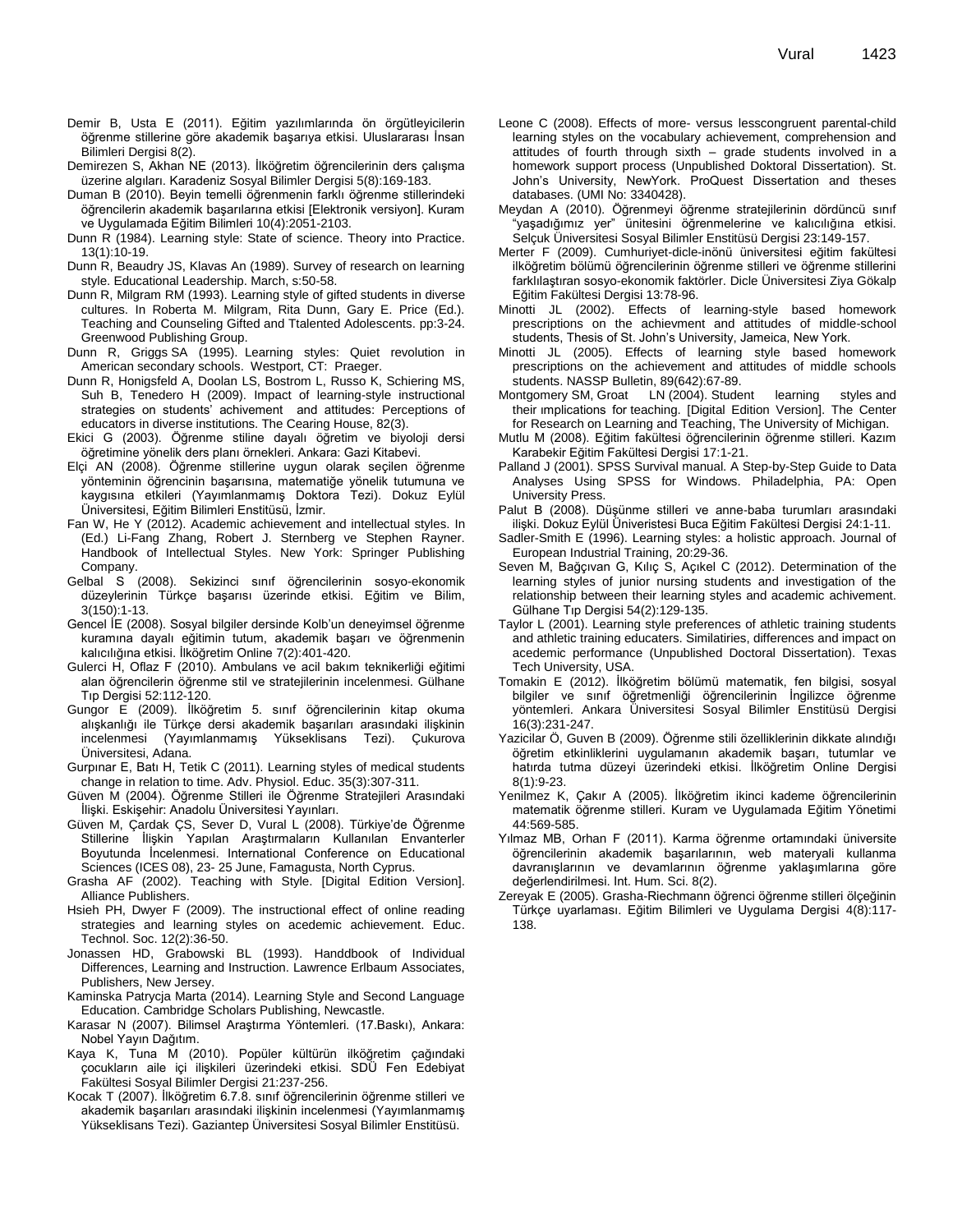Demir B, Usta E (2011). Eğitim yazılımlarında ön örgütleyicilerin öğrenme stillerine göre akademik başarıya etkisi. Uluslararası İnsan Bilimleri Dergisi 8(2).

Demirezen S, Akhan NE (2013). İlköğretim öğrencilerinin ders çalışma üzerine algıları. Karadeniz Sosyal Bilimler Dergisi 5(8):169-183.

Duman B (2010). Beyin temelli öğrenmenin farklı öğrenme stillerindeki öğrencilerin akademik başarılarına etkisi [Elektronik versiyon]. Kuram ve Uygulamada Eğitim Bilimleri 10(4):2051-2103.

Dunn R (1984). Learning style: State of science. Theory into Practice. 13(1):10-19.

Dunn R, Beaudry JS, Klavas An (1989). Survey of research on learning style. Educational Leadership. March, s:50-58.

Dunn R, Milgram RM (1993). Learning style of gifted students in diverse cultures. In Roberta M. Milgram, Rita Dunn, Gary E. Price (Ed.). Teaching and Counseling Gifted and Ttalented Adolescents. pp:3-24. Greenwood Publishing Group.

Dunn R, Griggs SA (1995). Learning styles: Quiet revolution in American secondary schools. Westport, CT: Praeger.

Dunn R, Honigsfeld A, Doolan LS, Bostrom L, Russo K, Schiering MS, Suh B, Tenedero H (2009). Impact of learning-style instructional strategies on students' achivement and attitudes: Perceptions of educators in diverse institutions. The Cearing House, 82(3).

Ekici G (2003). Öğrenme stiline dayalı öğretim ve biyoloji dersi öğretimine yönelik ders planı örnekleri. Ankara: Gazi Kitabevi.

Elçi AN (2008). Öğrenme stillerine uygun olarak seçilen öğrenme yönteminin öğrencinin başarısına, matematiğe yönelik tutumuna ve kaygısına etkileri (Yayımlanmamış Doktora Tezi). Dokuz Eylül Üniversitesi, Eğitim Bilimleri Enstitüsü, İzmir.

Fan W, He Y (2012). Academic achievement and intellectual styles. In (Ed.) Li-Fang Zhang, Robert J. Sternberg ve Stephen Rayner. Handbook of Intellectual Styles. New York: Springer Publishing Company.

Gelbal S (2008). Sekizinci sınıf öğrencilerinin sosyo-ekonomik düzeylerinin Türkçe başarısı üzerinde etkisi. Eğitim ve Bilim, 3(150):1-13.

Gencel İE (2008). Sosyal bilgiler dersinde Kolb'un deneyimsel öğrenme kuramına dayalı eğitimin tutum, akademik başarı ve öğrenmenin kalıcılığına etkisi. İlköğretim Online 7(2):401-420.

Gulerci H, Oflaz F (2010). Ambulans ve acil bakım teknikerliği eğitimi alan öğrencilerin öğrenme stil ve stratejilerinin incelenmesi. Gülhane Tıp Dergisi 52:112-120.

Gungor E (2009). İlköğretim 5. sınıf öğrencilerinin kitap okuma alışkanlığı ile Türkçe dersi akademik başarıları arasındaki ilişkinin incelenmesi (Yayımlanmamış Yükseklisans Tezi). Çukurova Üniversitesi, Adana.

Gurpınar E, Batı H, Tetik C (2011). Learning styles of medical students change in relation to time. Adv. Physiol. Educ. 35(3):307-311.

Güven M (2004). Öğrenme Stilleri ile Öğrenme Stratejileri Arasındaki İlişki. Eskişehir: Anadolu Üniversitesi Yayınları.

Güven M, Çardak ÇS, Sever D, Vural L (2008). Türkiye'de Öğrenme Stillerine İlişkin Yapılan Araştırmaların Kullanılan Envanterler Boyutunda İncelenmesi. International Conference on Educational Sciences (ICES 08), 23- 25 June, Famagusta, North Cyprus.

Grasha AF (2002). Teaching with Style. [Digital Edition Version]. Alliance Publishers.

Hsieh PH, Dwyer F (2009). The instructional effect of online reading strategies and learning styles on acedemic achievement. Educ. Technol. Soc. 12(2):36-50.

Jonassen HD, Grabowski BL (1993). Handdbook of Individual Differences, Learning and Instruction. Lawrence Erlbaum Associates, Publishers, New Jersey.

Kaminska Patrycja Marta (2014). Learning Style and Second Language Education. Cambridge Scholars Publishing, Newcastle.

Karasar N (2007). Bilimsel Araştırma Yöntemleri. (17.Baskı), Ankara: Nobel Yayın Dağıtım.

Kaya K, Tuna M (2010). Popüler kültürün ilköğretim çağındaki çocukların aile içi ilişkileri üzerindeki etkisi. SDÜ Fen Edebiyat Fakültesi Sosyal Bilimler Dergisi 21:237-256.

Kocak T (2007). İlköğretim 6.7.8. sınıf öğrencilerinin öğrenme stilleri ve akademik başarıları arasındaki ilişkinin incelenmesi (Yayımlanmamış Yükseklisans Tezi). Gaziantep Üniversitesi Sosyal Bilimler Enstitüsü.

Leone C (2008). Effects of more- versus lesscongruent parental-child learning styles on the vocabulary achievement, comprehension and attitudes of fourth through sixth – grade students involved in a homework support process (Unpublished Doktoral Dissertation). St. John's University, NewYork. ProQuest Dissertation and theses databases. (UMI No: 3340428).

Meydan A (2010). Öğrenmeyi öğrenme stratejilerinin dördüncü sınıf "yaşadığımız yer" ünitesini öğrenmelerine ve kalıcılığına etkisi. Selçuk Üniversitesi Sosyal Bilimler Enstitüsü Dergisi 23:149-157.

Merter F (2009). Cumhuriyet-dicle-inönü üniversitesi eğitim fakültesi ilköğretim bölümü öğrencilerinin öğrenme stilleri ve öğrenme stillerini farklılaştıran sosyo-ekonomik faktörler. Dicle Üniversitesi Ziya Gökalp Eğitim Fakültesi Dergisi 13:78-96.

Minotti JL (2002). Effects of learning-style based homework prescriptions on the achievment and attitudes of middle-school students, Thesis of St. John's University, Jameica, New York.

Minotti JL (2005). Effects of learning style based homework prescriptions on the achievement and attitudes of middle schools students. NASSP Bulletin, 89(642):67-89.

Montgomery SM, Groat LN (2004). Student learning styles and their ımplications for teaching. [Digital Edition Version]. The Center for Research on Learning and Teaching, The University of Michigan.

Mutlu M (2008). Eğitim fakültesi öğrencilerinin öğrenme stilleri. Kazım Karabekir Eğitim Fakültesi Dergisi 17:1-21.

Palland J (2001). SPSS Survival manual. A Step-by-Step Guide to Data Analyses Using SPSS for Windows. Philadelphia, PA: Open University Press.

Palut B (2008). Düşünme stilleri ve anne-baba turumları arasındaki ilişki. Dokuz Eylül Üniveristesi Buca Eğitim Fakültesi Dergisi 24:1-11.

Sadler-Smith E (1996). Learning styles: a holistic approach. Journal of European Industrial Training, 20:29-36.

Seven M, Bağçıvan G, Kılıç S, Açıkel C (2012). Determination of the learning styles of junior nursing students and investigation of the relationship between their learning styles and academic achivement. Gülhane Tıp Dergisi 54(2):129-135.

Taylor L (2001). Learning style preferences of athletic training students and athletic training educaters. Similatiries, differences and impact on acedemic performance (Unpublished Doctoral Dissertation). Texas Tech University, USA.

Tomakin E (2012). İlköğretim bölümü matematik, fen bilgisi, sosyal bilgiler ve sınıf öğretmenliği öğrencilerinin İngilizce öğrenme yöntemleri. Ankara Üniversitesi Sosyal Bilimler Enstitüsü Dergisi 16(3):231-247.

Yazicilar Ö, Guven B (2009). Öğrenme stili özelliklerinin dikkate alındığı öğretim etkinliklerini uygulamanın akademik başarı, tutumlar ve hatırda tutma düzeyi üzerindeki etkisi. İlköğretim Online Dergisi 8(1):9-23.

Yenilmez K, Çakır A (2005). İlköğretim ikinci kademe öğrencilerinin matematik öğrenme stilleri. Kuram ve Uygulamada Eğitim Yönetimi 44:569-585.

Yılmaz MB, Orhan F (2011). Karma öğrenme ortamındaki üniversite öğrencilerinin akademik başarılarının, web materyali kullanma davranışlarının ve devamlarının öğrenme yaklaşımlarına göre değerlendirilmesi. Int. Hum. Sci. 8(2).

Zereyak E (2005). Grasha-Riechmann öğrenci öğrenme stilleri ölçeğinin Türkçe uyarlaması. Eğitim Bilimleri ve Uygulama Dergisi 4(8):117-138.